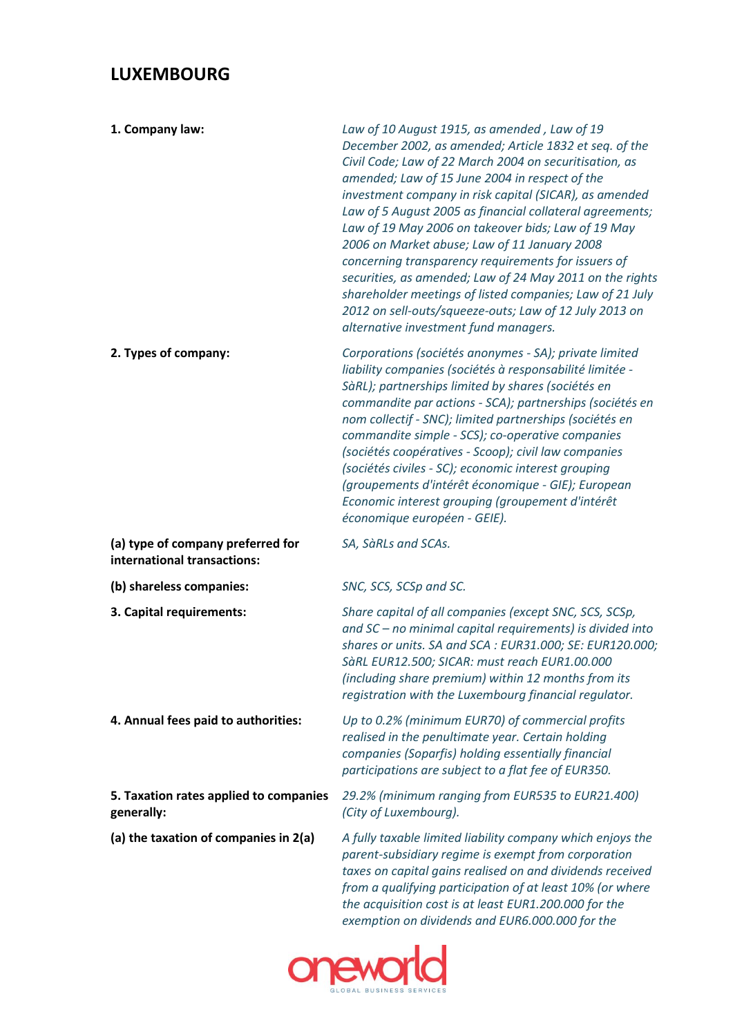# LUXEMBOURG

**1. Company law:**

*Law of 10 August 1915, as amended , Law of 19 December 2002, as amended; Article 1832 et seq. of the Civil Code; Law of 22 March 2004 on securitisation, as amended; Law of 15 June 2004 in respect of the investment company in risk capital (SICAR), as amended Law of 5 August 2005 as financial collateral agreements; Law of 19 May 2006 on takeover bids; Law of 19 May 2006 on Market abuse; Law of 11 January 2008 concerning transparency requirements for issuers of securities, as amended; Law of 24 May 2011 on the rights shareholder meetings of listed companies; Law of 21 July 2012 on sell-outs/squeeze-outs; Law of 12 July 2013 on alternative investment fund managers.*

**2. Types of company:**

*Corporations (sociétés anonymes - SA); private limited liability companies (sociétés à responsabilité limitée - SàRL); partnerships limited by shares (sociétés en commandite par actions - SCA); partnerships (sociétés en nom collectif - SNC); limited partnerships (sociétés en commandite simple - SCS); co-operative companies (sociétés coopératives - Scoop); civil law companies (sociétés civiles - SC); economic interest grouping (groupements d'intérêt économique - GIE); European Economic interest grouping (groupement d'intérêt économique européen - GEIE).*

**(a) type of company preferred for international transactions:**

*SA, SàRLs and SCAs.*

**(b) shareless companies:**

*SNC, SCS, SCSp and SC.*

**3. Capital requirements:**

*Share capital of all companies (except SNC, SCS, SCSp, and SC – no minimal capital requirements) is divided into shares or units. SA and SCA : EUR31.000; SE: EUR120.000; SàRL EUR12.500; SICAR: must reach EUR1.00.000 (including share premium) within 12 months from its registration with the Luxembourg financial regulator.*

**4. Annual fees paid to authorities:**

*Up to 0.2% (minimum EUR70) of commercial profits realised in the penultimate year. Certain holding companies (Soparfis) holding essentially financial participations are subject to a flat fee of EUR350.*

**5. Taxation rates applied to companies generally:**

*29.2% (minimum ranging from EUR535 to EUR21.400) (City of Luxembourg).*

**(a) the taxation of companies in 2(a)**

*A fully taxable limited liability company which enjoys the parent-subsidiary regime is exempt from corporation taxes on capital gains realised on and dividends received from a qualifying participation of at least 10% (or where the acquisition cost is at least EUR1.200.000 for the exemption on dividends and EUR6.000.000 for the*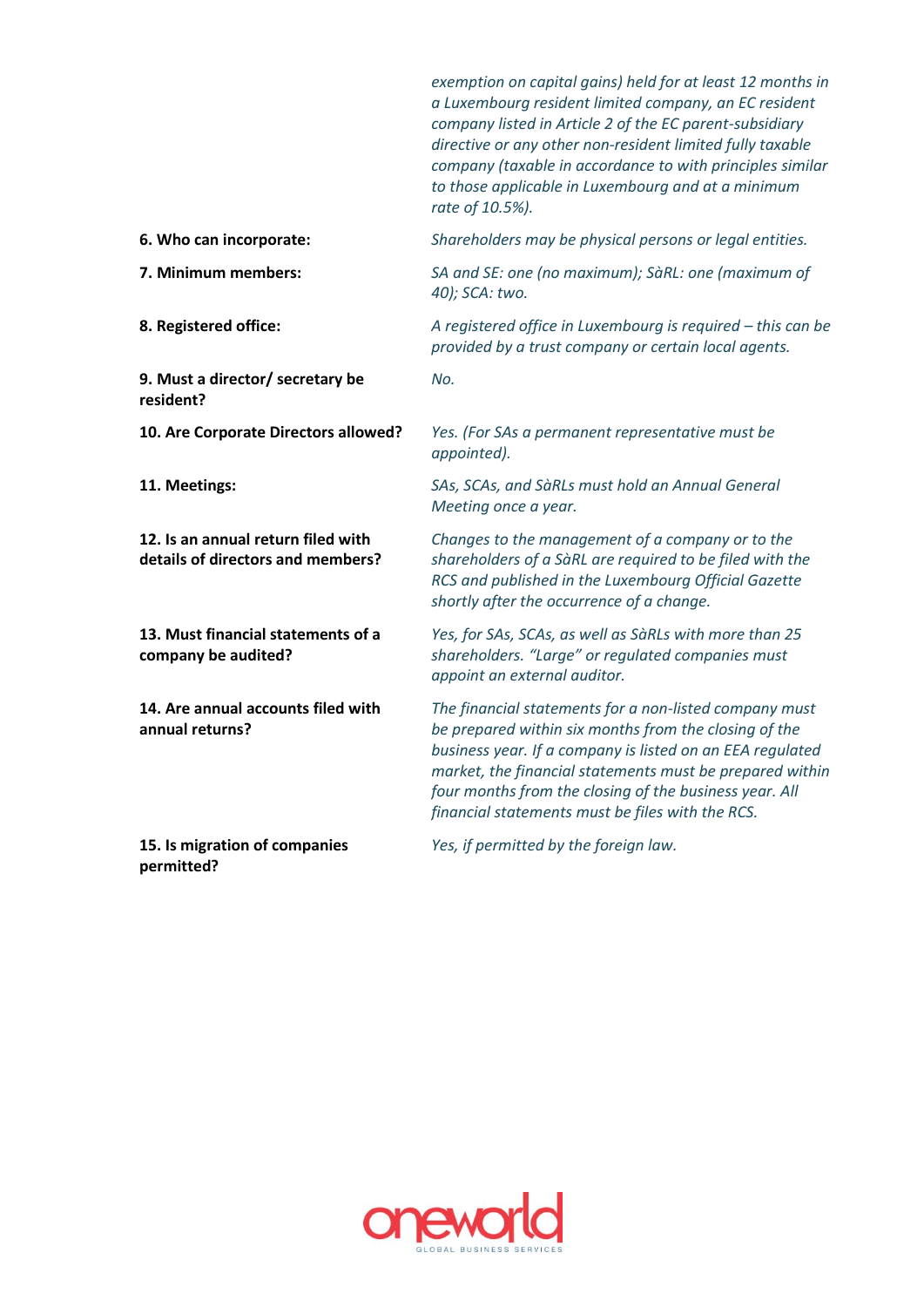| | |
|---|---|
| | *exemption on capital gains) held for at least 12 months in a Luxembourg resident limited company, an EC resident company listed in Article 2 of the EC parent-subsidiary directive or any other non-resident limited fully taxable company (taxable in accordance to with principles similar to those applicable in Luxembourg and at a minimum rate of 10.5%).* |
| **6. Who can incorporate:** | *Shareholders may be physical persons or legal entities.* |
| **7. Minimum members:** | *SA and SE: one (no maximum); SàRL: one (maximum of 40); SCA: two.* |
| **8. Registered office:** | *A registered office in Luxembourg is required – this can be provided by a trust company or certain local agents.* |
| **9. Must a director/ secretary be resident?** | *No.* |
| **10. Are Corporate Directors allowed?** | *Yes. (For SAs a permanent representative must be appointed).* |
| **11. Meetings:** | *SAs, SCAs, and SàRLs must hold an Annual General Meeting once a year.* |
| **12. Is an annual return filed with details of directors and members?** | *Changes to the management of a company or to the shareholders of a SàRL are required to be filed with the RCS and published in the Luxembourg Official Gazette shortly after the occurrence of a change.* |
| **13. Must financial statements of a company be audited?** | *Yes, for SAs, SCAs, as well as SàRLs with more than 25 shareholders. "Large" or regulated companies must appoint an external auditor.* |
| **14. Are annual accounts filed with annual returns?** | *The financial statements for a non-listed company must be prepared within six months from the closing of the business year. If a company is listed on an EEA regulated market, the financial statements must be prepared within four months from the closing of the business year. All financial statements must be files with the RCS.* |
| **15. Is migration of companies permitted?** | *Yes, if permitted by the foreign law.* |